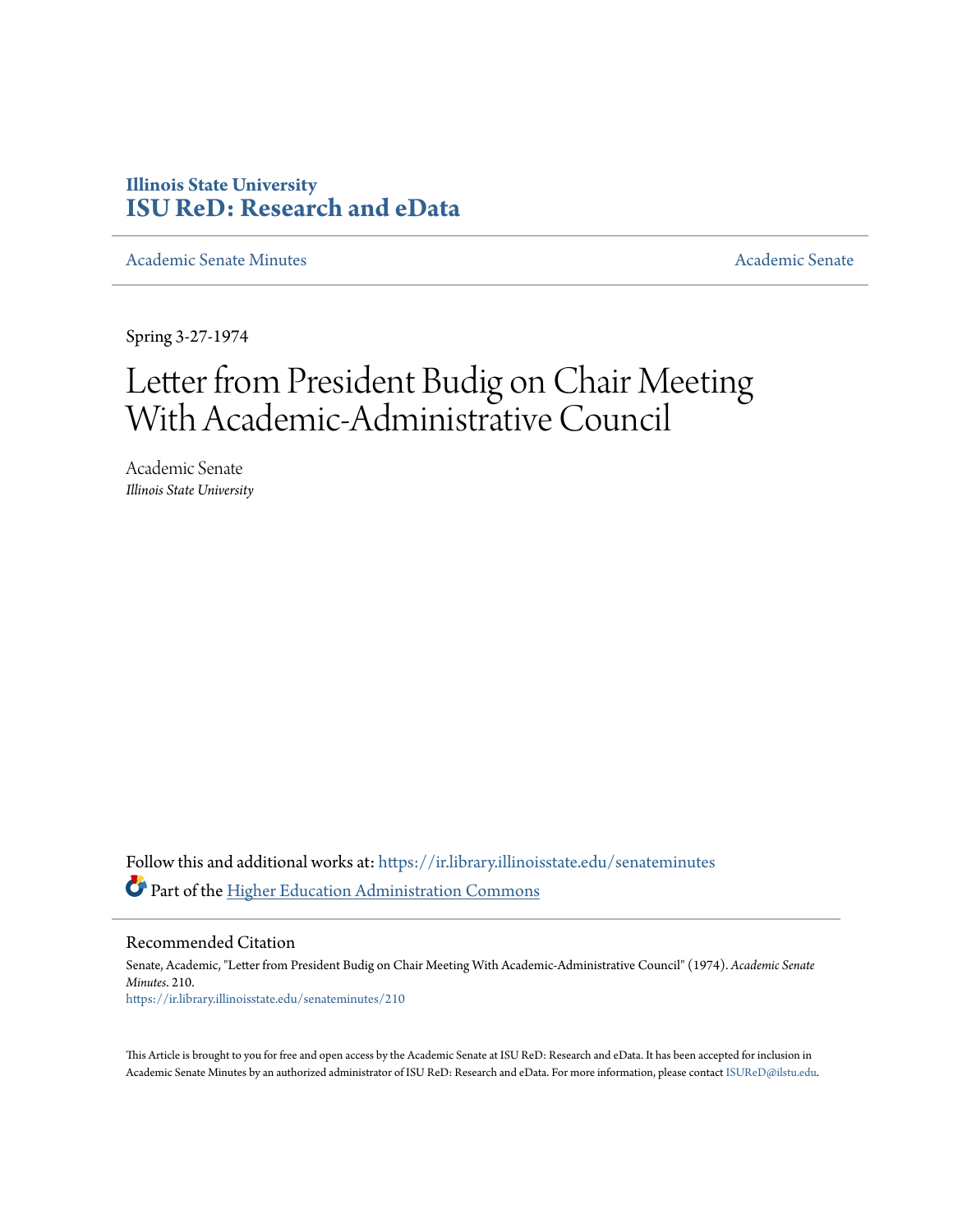Illinois State University
# ISU ReD: Research and eData

Academic Senate Minutes

Academic Senate

Spring 3-27-1974

# Letter from President Budig on Chair Meeting With Academic-Administrative Council

Academic Senate
*Illinois State University*

Follow this and additional works at: https://ir.library.illinoisstate.edu/senateminutes

Part of the Higher Education Administration Commons

## Recommended Citation

Senate, Academic, "Letter from President Budig on Chair Meeting With Academic-Administrative Council" (1974). *Academic Senate Minutes*. 210.
https://ir.library.illinoisstate.edu/senateminutes/210

This Article is brought to you for free and open access by the Academic Senate at ISU ReD: Research and eData. It has been accepted for inclusion in Academic Senate Minutes by an authorized administrator of ISU ReD: Research and eData. For more information, please contact ISUReD@ilstu.edu.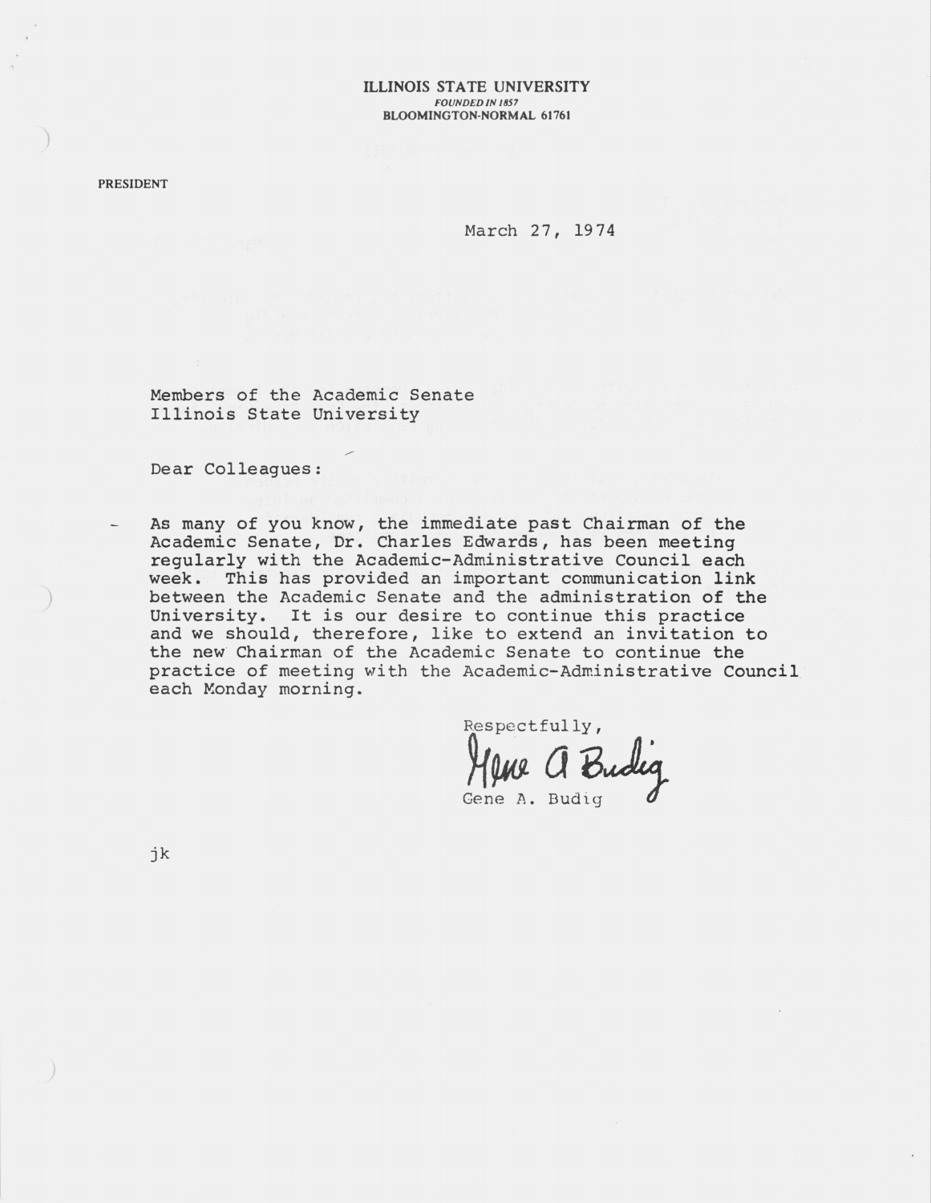ILLINOIS STATE UNIVERSITY
*FOUNDED IN 1857*
BLOOMINGTON-NORMAL 61761

PRESIDENT

March 27, 1974

Members of the Academic Senate
Illinois State University

Dear Colleagues:

As many of you know, the immediate past Chairman of the Academic Senate, Dr. Charles Edwards, has been meeting regularly with the Academic-Administrative Council each week. This has provided an important communication link between the Academic Senate and the administration of the University. It is our desire to continue this practice and we should, therefore, like to extend an invitation to the new Chairman of the Academic Senate to continue the practice of meeting with the Academic-Administrative Council each Monday morning.

Respectfully,

Gene A Budig

Gene A. Budig

jk